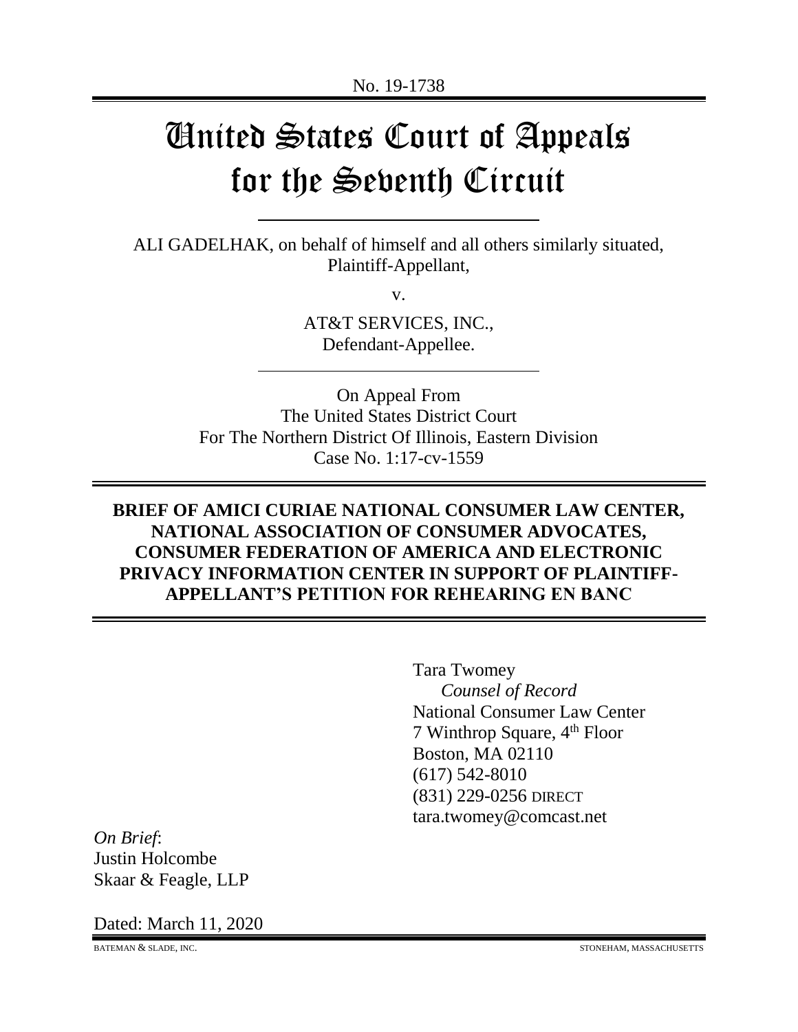No. 19-1738

# United States Court of Appeals for the Seventh Circuit

ALI GADELHAK, on behalf of himself and all others similarly situated,
Plaintiff-Appellant,

v.

AT&T SERVICES, INC.,
Defendant-Appellee.

On Appeal From
The United States District Court
For The Northern District Of Illinois, Eastern Division
Case No. 1:17-cv-1559

**BRIEF OF AMICI CURIAE NATIONAL CONSUMER LAW CENTER, NATIONAL ASSOCIATION OF CONSUMER ADVOCATES, CONSUMER FEDERATION OF AMERICA AND ELECTRONIC PRIVACY INFORMATION CENTER IN SUPPORT OF PLAINTIFF-APPELLANT'S PETITION FOR REHEARING EN BANC**

Tara Twomey
*Counsel of Record*
National Consumer Law Center
7 Winthrop Square, 4th Floor
Boston, MA 02110
(617) 542-8010
(831) 229-0256 DIRECT
tara.twomey@comcast.net

*On Brief*:
Justin Holcombe
Skaar & Feagle, LLP

Dated: March 11, 2020

BATEMAN & SLADE, INC. STONEHAM, MASSACHUSETTS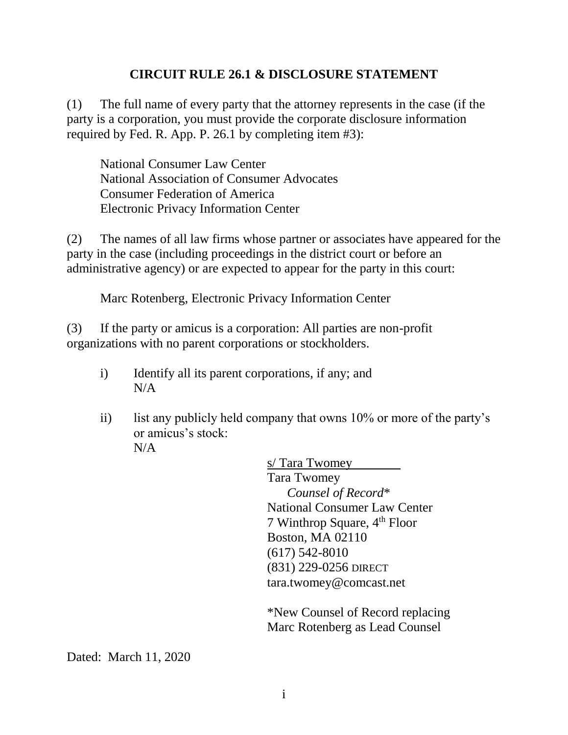## CIRCUIT RULE 26.1 & DISCLOSURE STATEMENT

(1) The full name of every party that the attorney represents in the case (if the party is a corporation, you must provide the corporate disclosure information required by Fed. R. App. P. 26.1 by completing item #3):

National Consumer Law Center
National Association of Consumer Advocates
Consumer Federation of America
Electronic Privacy Information Center

(2) The names of all law firms whose partner or associates have appeared for the party in the case (including proceedings in the district court or before an administrative agency) or are expected to appear for the party in this court:

Marc Rotenberg, Electronic Privacy Information Center

(3) If the party or amicus is a corporation: All parties are non-profit organizations with no parent corporations or stockholders.

i) Identify all its parent corporations, if any; and
N/A

ii) list any publicly held company that owns 10% or more of the party's or amicus's stock:
N/A

s/ Tara Twomey
Tara Twomey
*Counsel of Record*\*
National Consumer Law Center
7 Winthrop Square, 4th Floor
Boston, MA 02110
(617) 542-8010
(831) 229-0256 DIRECT
tara.twomey@comcast.net

\*New Counsel of Record replacing Marc Rotenberg as Lead Counsel

Dated: March 11, 2020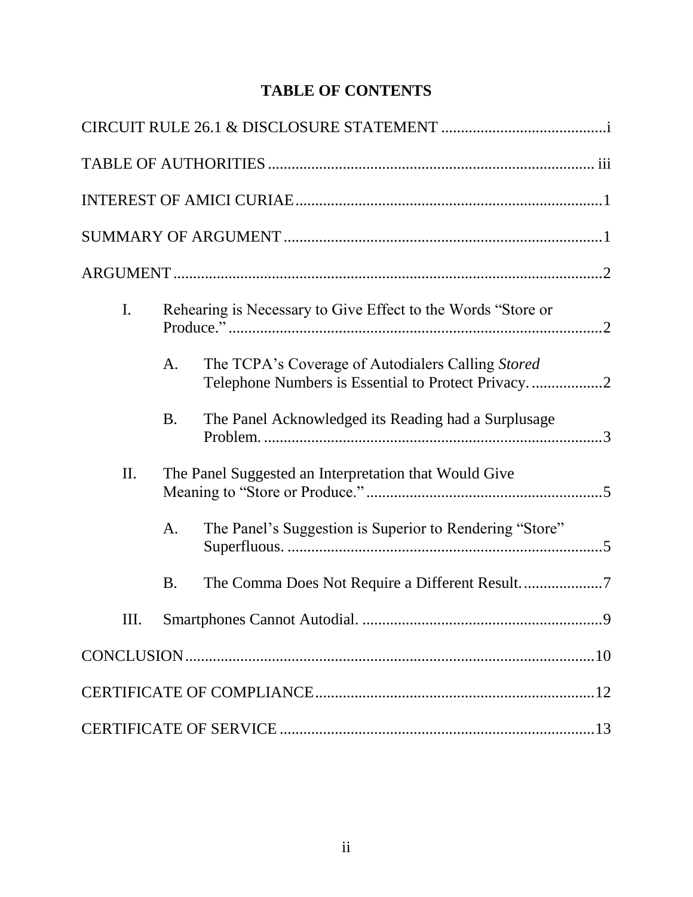# TABLE OF CONTENTS

CIRCUIT RULE 26.1 & DISCLOSURE STATEMENT .......................................... i

TABLE OF AUTHORITIES ................................................................................ iii

INTEREST OF AMICI CURIAE ........................................................................... 1

SUMMARY OF ARGUMENT ............................................................................... 1

ARGUMENT .......................................................................................................... 2

- I. Rehearing is Necessary to Give Effect to the Words "Store or Produce." ............................................................................................ 2
  - A. The TCPA's Coverage of Autodialers Calling *Stored* Telephone Numbers is Essential to Protect Privacy. ................. 2
  - B. The Panel Acknowledged its Reading had a Surplusage Problem. ..................................................................................... 3
- II. The Panel Suggested an Interpretation that Would Give Meaning to "Store or Produce." ........................................................... 5
  - A. The Panel's Suggestion is Superior to Rendering "Store" Superfluous. ................................................................................ 5
  - B. The Comma Does Not Require a Different Result. .................... 7
- III. Smartphones Cannot Autodial. ............................................................ 9

CONCLUSION ....................................................................................................... 10

CERTIFICATE OF COMPLIANCE ...................................................................... 12

CERTIFICATE OF SERVICE ............................................................................... 13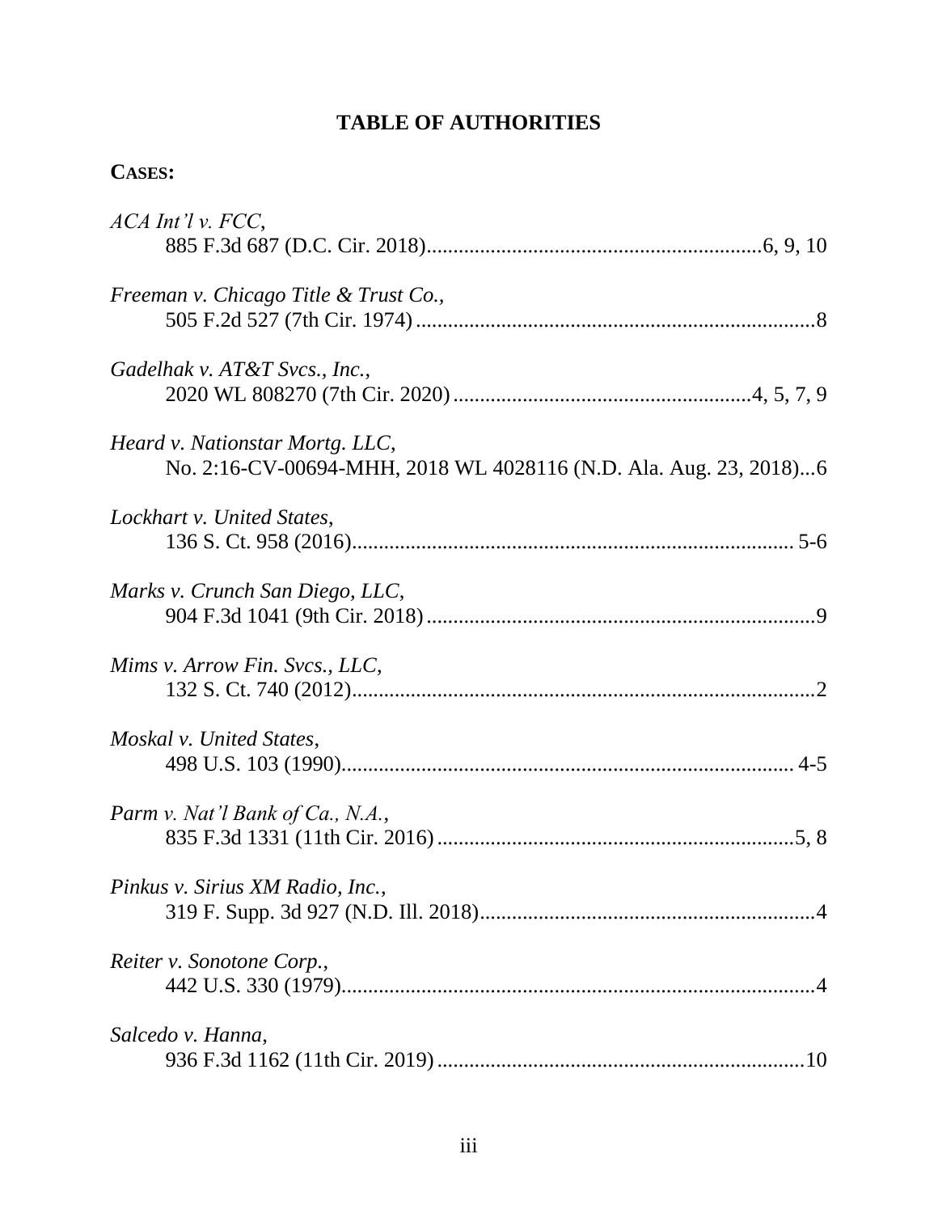# TABLE OF AUTHORITIES

**CASES:**

*ACA Int'l v. FCC*,
885 F.3d 687 (D.C. Cir. 2018)..............................................................6, 9, 10

*Freeman v. Chicago Title & Trust Co.*,
505 F.2d 527 (7th Cir. 1974)...........................................................................8

*Gadelhak v. AT&T Svcs., Inc.*,
2020 WL 808270 (7th Cir. 2020)......................................................4, 5, 7, 9

*Heard v. Nationstar Mortg. LLC*,
No. 2:16-CV-00694-MHH, 2018 WL 4028116 (N.D. Ala. Aug. 23, 2018)...6

*Lockhart v. United States*,
136 S. Ct. 958 (2016).................................................................................. 5-6

*Marks v. Crunch San Diego, LLC*,
904 F.3d 1041 (9th Cir. 2018).........................................................................9

*Mims v. Arrow Fin. Svcs., LLC*,
132 S. Ct. 740 (2012).......................................................................................2

*Moskal v. United States*,
498 U.S. 103 (1990)..................................................................................... 4-5

*Parm v. Nat'l Bank of Ca., N.A.*,
835 F.3d 1331 (11th Cir. 2016)...................................................................5, 8

*Pinkus v. Sirius XM Radio, Inc.*,
319 F. Supp. 3d 927 (N.D. Ill. 2018)...............................................................4

*Reiter v. Sonotone Corp.*,
442 U.S. 330 (1979).........................................................................................4

*Salcedo v. Hanna*,
936 F.3d 1162 (11th Cir. 2019).....................................................................10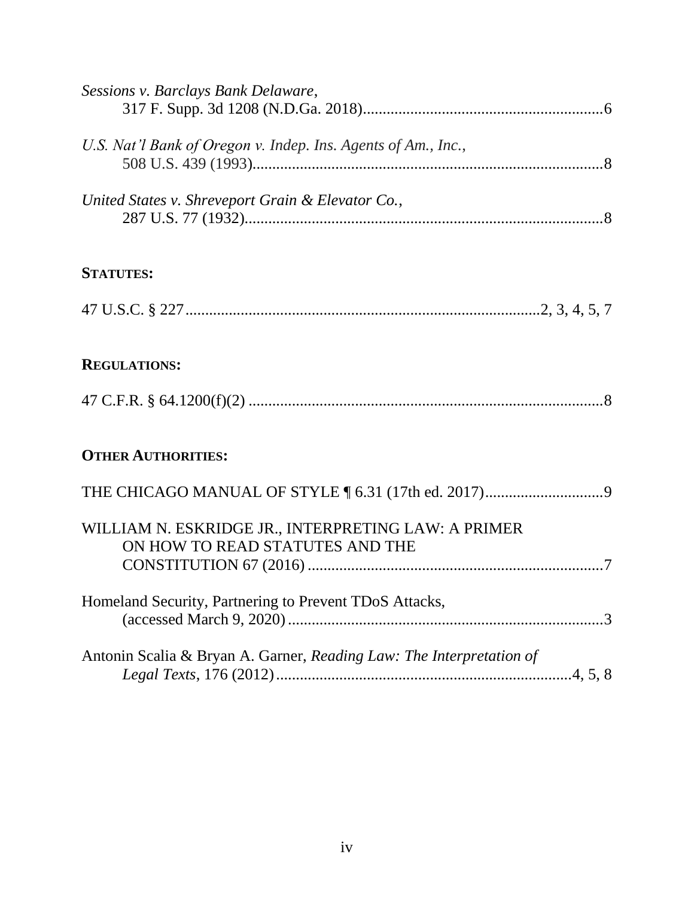*Sessions v. Barclays Bank Delaware*,
317 F. Supp. 3d 1208 (N.D.Ga. 2018)............................................................6

*U.S. Nat'l Bank of Oregon v. Indep. Ins. Agents of Am., Inc.*,
508 U.S. 439 (1993)........................................................................................8

*United States v. Shreveport Grain & Elevator Co.*,
287 U.S. 77 (1932)..........................................................................................8

**STATUTES:**

47 U.S.C. § 227.........................................................................................2, 3, 4, 5, 7

**REGULATIONS:**

47 C.F.R. § 64.1200(f)(2) ..........................................................................................8

**OTHER AUTHORITIES:**

THE CHICAGO MANUAL OF STYLE ¶ 6.31 (17th ed. 2017)..............................9

WILLIAM N. ESKRIDGE JR., INTERPRETING LAW: A PRIMER ON HOW TO READ STATUTES AND THE CONSTITUTION 67 (2016) ..........................................................................7

Homeland Security, Partnering to Prevent TDoS Attacks,
(accessed March 9, 2020) ...............................................................................3

Antonin Scalia & Bryan A. Garner, *Reading Law: The Interpretation of Legal Texts*, 176 (2012)...........................................................................4, 5, 8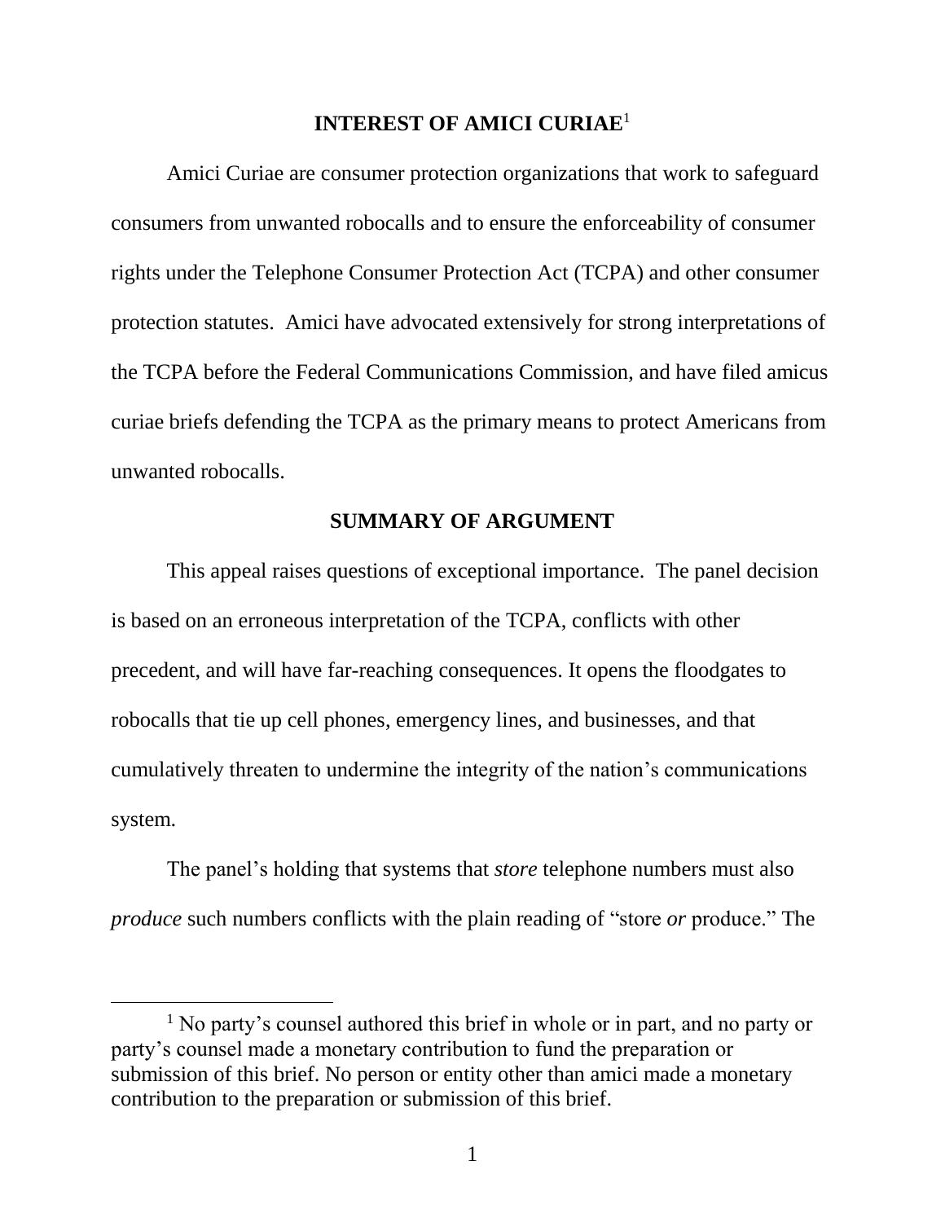## INTEREST OF AMICI CURIAE[1]

Amici Curiae are consumer protection organizations that work to safeguard consumers from unwanted robocalls and to ensure the enforceability of consumer rights under the Telephone Consumer Protection Act (TCPA) and other consumer protection statutes. Amici have advocated extensively for strong interpretations of the TCPA before the Federal Communications Commission, and have filed amicus curiae briefs defending the TCPA as the primary means to protect Americans from unwanted robocalls.

## SUMMARY OF ARGUMENT

This appeal raises questions of exceptional importance. The panel decision is based on an erroneous interpretation of the TCPA, conflicts with other precedent, and will have far-reaching consequences. It opens the floodgates to robocalls that tie up cell phones, emergency lines, and businesses, and that cumulatively threaten to undermine the integrity of the nation's communications system.

The panel's holding that systems that *store* telephone numbers must also *produce* such numbers conflicts with the plain reading of "store *or* produce." The

---

[1] No party's counsel authored this brief in whole or in part, and no party or party's counsel made a monetary contribution to fund the preparation or submission of this brief. No person or entity other than amici made a monetary contribution to the preparation or submission of this brief.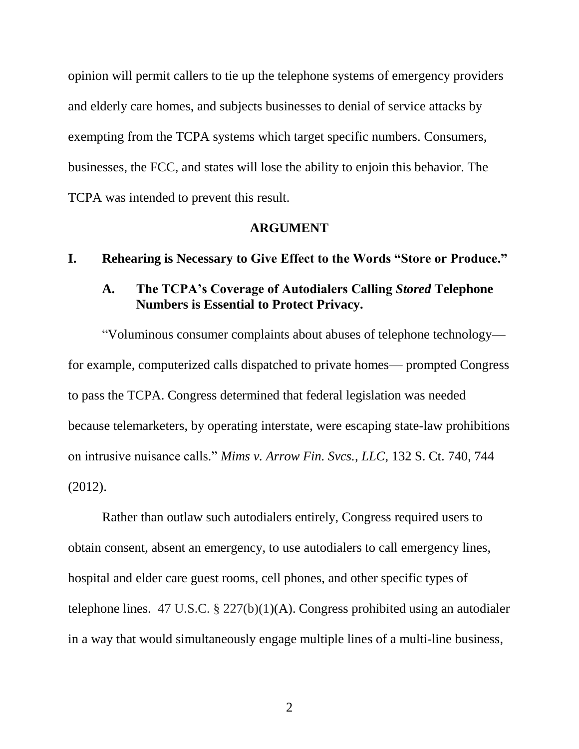opinion will permit callers to tie up the telephone systems of emergency providers and elderly care homes, and subjects businesses to denial of service attacks by exempting from the TCPA systems which target specific numbers. Consumers, businesses, the FCC, and states will lose the ability to enjoin this behavior. The TCPA was intended to prevent this result.

## ARGUMENT

### I. Rehearing is Necessary to Give Effect to the Words "Store or Produce."

#### A. The TCPA's Coverage of Autodialers Calling *Stored* Telephone Numbers is Essential to Protect Privacy.

"Voluminous consumer complaints about abuses of telephone technology—for example, computerized calls dispatched to private homes— prompted Congress to pass the TCPA. Congress determined that federal legislation was needed because telemarketers, by operating interstate, were escaping state-law prohibitions on intrusive nuisance calls." *Mims v. Arrow Fin. Svcs., LLC*, 132 S. Ct. 740, 744 (2012).

Rather than outlaw such autodialers entirely, Congress required users to obtain consent, absent an emergency, to use autodialers to call emergency lines, hospital and elder care guest rooms, cell phones, and other specific types of telephone lines. 47 U.S.C. § 227(b)(1)(A). Congress prohibited using an autodialer in a way that would simultaneously engage multiple lines of a multi-line business,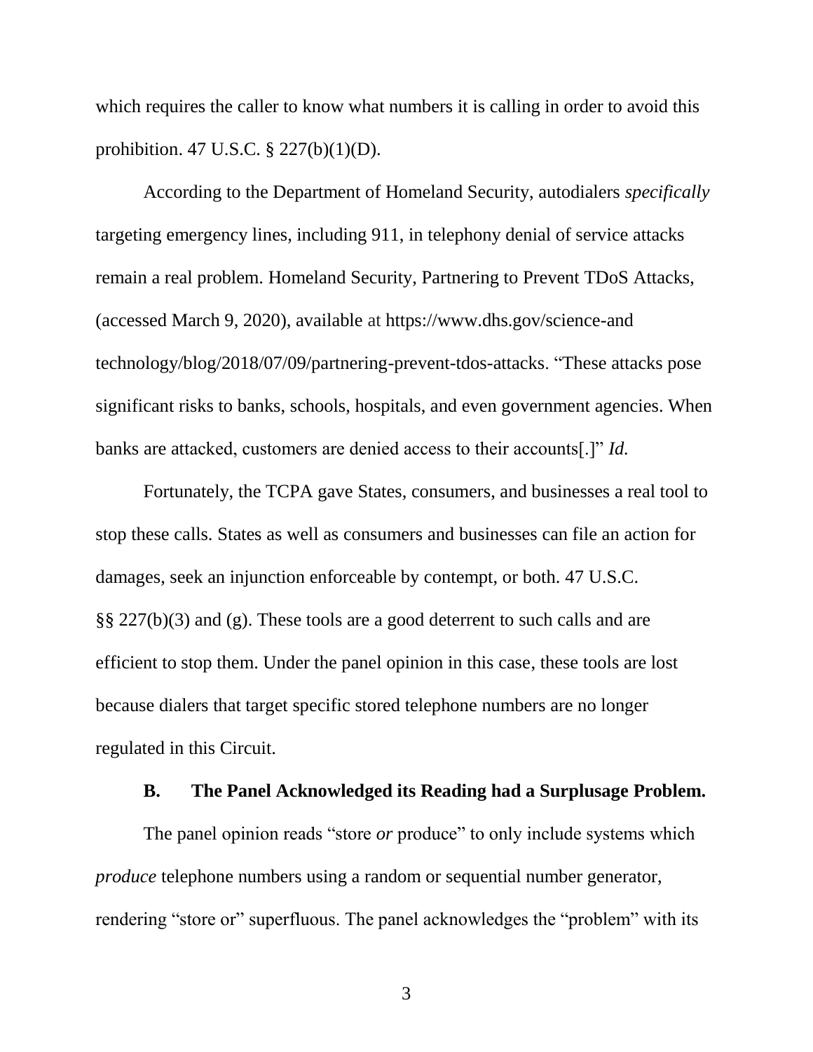which requires the caller to know what numbers it is calling in order to avoid this prohibition. 47 U.S.C. § 227(b)(1)(D).

According to the Department of Homeland Security, autodialers *specifically* targeting emergency lines, including 911, in telephony denial of service attacks remain a real problem. Homeland Security, Partnering to Prevent TDoS Attacks, (accessed March 9, 2020), available at https://www.dhs.gov/science-and technology/blog/2018/07/09/partnering-prevent-tdos-attacks. "These attacks pose significant risks to banks, schools, hospitals, and even government agencies. When banks are attacked, customers are denied access to their accounts[.]" *Id.*

Fortunately, the TCPA gave States, consumers, and businesses a real tool to stop these calls. States as well as consumers and businesses can file an action for damages, seek an injunction enforceable by contempt, or both. 47 U.S.C. §§ 227(b)(3) and (g). These tools are a good deterrent to such calls and are efficient to stop them. Under the panel opinion in this case, these tools are lost because dialers that target specific stored telephone numbers are no longer regulated in this Circuit.

### B. The Panel Acknowledged its Reading had a Surplusage Problem.

The panel opinion reads "store *or* produce" to only include systems which *produce* telephone numbers using a random or sequential number generator, rendering "store or" superfluous. The panel acknowledges the "problem" with its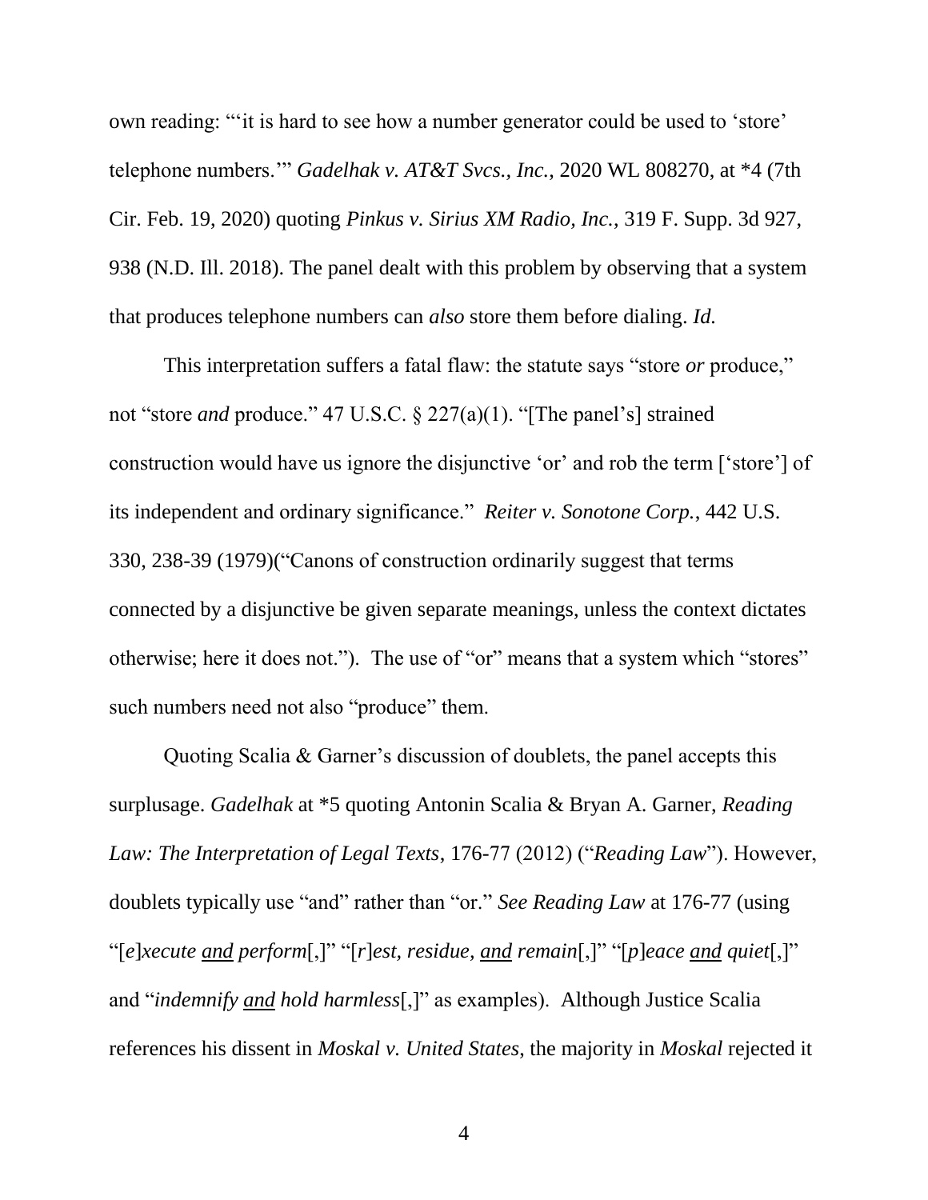own reading: "'it is hard to see how a number generator could be used to 'store' telephone numbers.'" *Gadelhak v. AT&T Svcs., Inc.*, 2020 WL 808270, at *4 (7th Cir. Feb. 19, 2020) quoting *Pinkus v. Sirius XM Radio, Inc.*, 319 F. Supp. 3d 927, 938 (N.D. Ill. 2018). The panel dealt with this problem by observing that a system that produces telephone numbers can *also* store them before dialing. *Id.*

This interpretation suffers a fatal flaw: the statute says "store *or* produce," not "store *and* produce." 47 U.S.C. § 227(a)(1). "[The panel's] strained construction would have us ignore the disjunctive 'or' and rob the term ['store'] of its independent and ordinary significance." *Reiter v. Sonotone Corp.*, 442 U.S. 330, 238-39 (1979)("Canons of construction ordinarily suggest that terms connected by a disjunctive be given separate meanings, unless the context dictates otherwise; here it does not."). The use of "or" means that a system which "stores" such numbers need not also "produce" them.

Quoting Scalia & Garner's discussion of doublets, the panel accepts this surplusage. *Gadelhak* at *5 quoting Antonin Scalia & Bryan A. Garner, *Reading Law: The Interpretation of Legal Texts*, 176-77 (2012) ("*Reading Law*"). However, doublets typically use "and" rather than "or." *See Reading Law* at 176-77 (using "[*e*]*xecute* <u>*and*</u> *perform*[,]" "[*r*]*est, residue,* <u>*and*</u> *remain*[,]" "[*p*]*eace* <u>*and*</u> *quiet*[,]" and "*indemnify* <u>*and*</u> *hold harmless*[,]" as examples). Although Justice Scalia references his dissent in *Moskal v. United States*, the majority in *Moskal* rejected it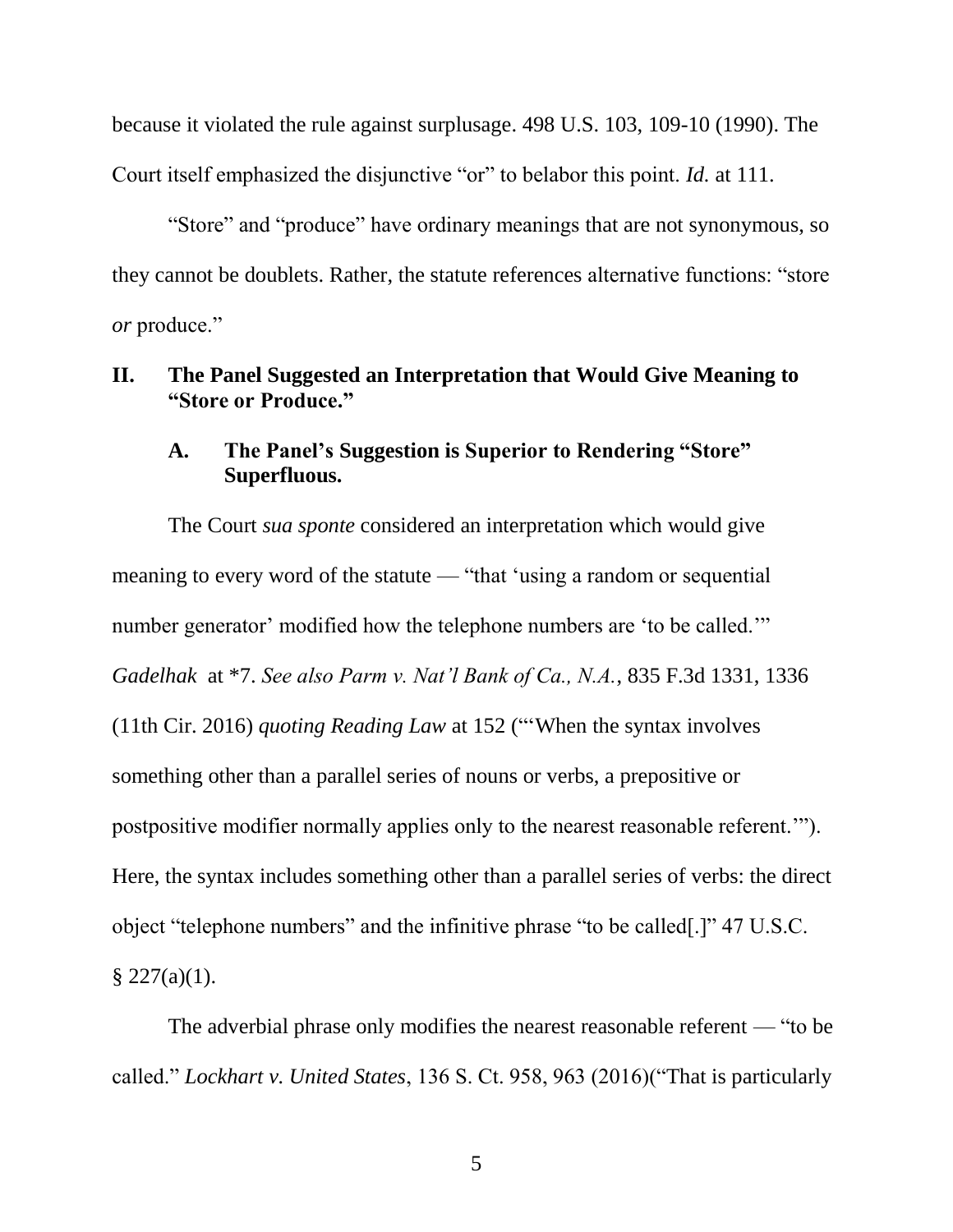because it violated the rule against surplusage. 498 U.S. 103, 109-10 (1990). The Court itself emphasized the disjunctive "or" to belabor this point. *Id.* at 111.

"Store" and "produce" have ordinary meanings that are not synonymous, so they cannot be doublets. Rather, the statute references alternative functions: "store *or* produce."

## II. The Panel Suggested an Interpretation that Would Give Meaning to "Store or Produce."

### A. The Panel's Suggestion is Superior to Rendering "Store" Superfluous.

The Court *sua sponte* considered an interpretation which would give meaning to every word of the statute — "that 'using a random or sequential number generator' modified how the telephone numbers are 'to be called.'" *Gadelhak* at *7. *See also Parm v. Nat'l Bank of Ca., N.A.*, 835 F.3d 1331, 1336 (11th Cir. 2016) *quoting Reading Law* at 152 ("'When the syntax involves something other than a parallel series of nouns or verbs, a prepositive or postpositive modifier normally applies only to the nearest reasonable referent.'"). Here, the syntax includes something other than a parallel series of verbs: the direct object "telephone numbers" and the infinitive phrase "to be called[.]" 47 U.S.C. § 227(a)(1).

The adverbial phrase only modifies the nearest reasonable referent — "to be called." *Lockhart v. United States*, 136 S. Ct. 958, 963 (2016)("That is particularly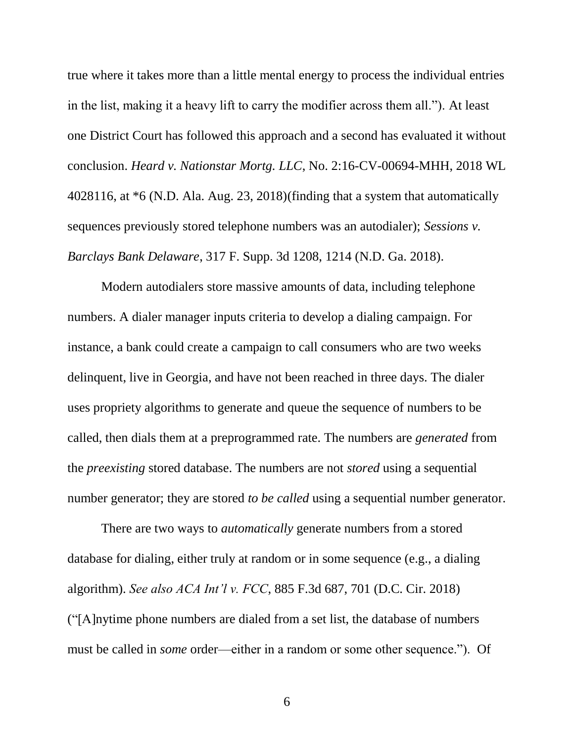true where it takes more than a little mental energy to process the individual entries in the list, making it a heavy lift to carry the modifier across them all."). At least one District Court has followed this approach and a second has evaluated it without conclusion. *Heard v. Nationstar Mortg. LLC*, No. 2:16-CV-00694-MHH, 2018 WL 4028116, at *6 (N.D. Ala. Aug. 23, 2018)(finding that a system that automatically sequences previously stored telephone numbers was an autodialer); *Sessions v. Barclays Bank Delaware*, 317 F. Supp. 3d 1208, 1214 (N.D. Ga. 2018).

Modern autodialers store massive amounts of data, including telephone numbers. A dialer manager inputs criteria to develop a dialing campaign. For instance, a bank could create a campaign to call consumers who are two weeks delinquent, live in Georgia, and have not been reached in three days. The dialer uses propriety algorithms to generate and queue the sequence of numbers to be called, then dials them at a preprogrammed rate. The numbers are *generated* from the *preexisting* stored database. The numbers are not *stored* using a sequential number generator; they are stored *to be called* using a sequential number generator.

There are two ways to *automatically* generate numbers from a stored database for dialing, either truly at random or in some sequence (e.g., a dialing algorithm). *See also ACA Int'l v. FCC*, 885 F.3d 687, 701 (D.C. Cir. 2018) ("[A]nytime phone numbers are dialed from a set list, the database of numbers must be called in *some* order—either in a random or some other sequence."). Of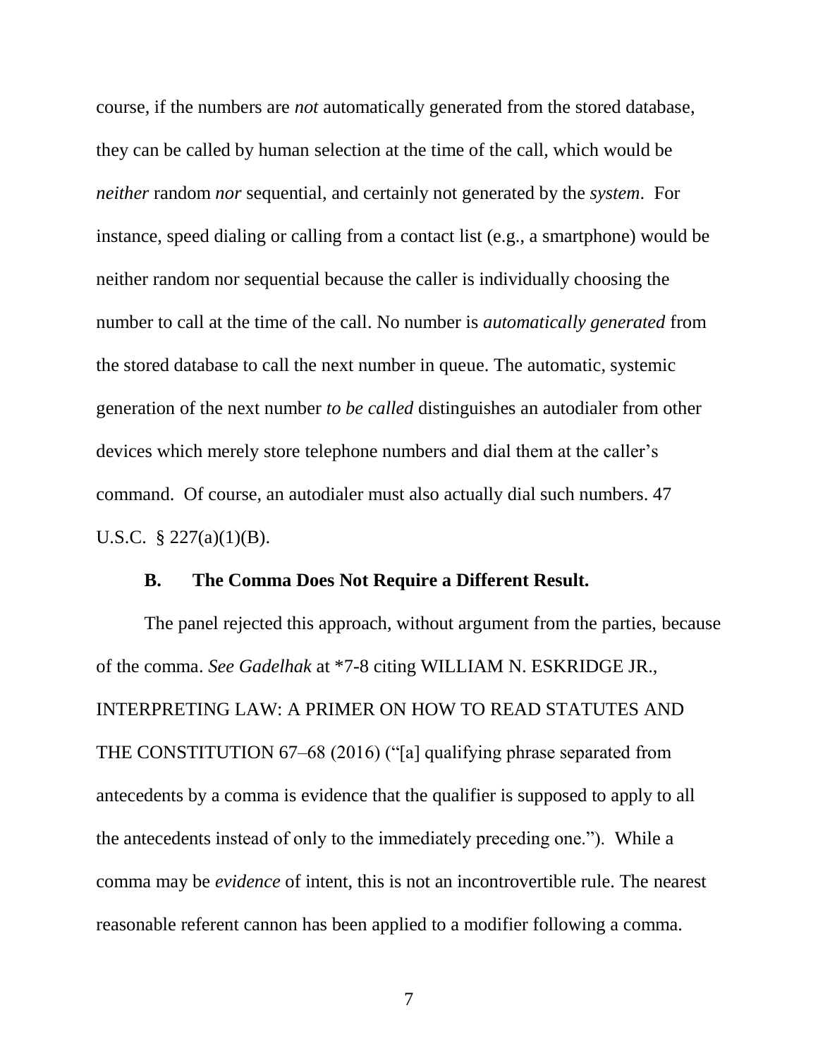course, if the numbers are *not* automatically generated from the stored database, they can be called by human selection at the time of the call, which would be *neither* random *nor* sequential, and certainly not generated by the *system*. For instance, speed dialing or calling from a contact list (e.g., a smartphone) would be neither random nor sequential because the caller is individually choosing the number to call at the time of the call. No number is *automatically generated* from the stored database to call the next number in queue. The automatic, systemic generation of the next number *to be called* distinguishes an autodialer from other devices which merely store telephone numbers and dial them at the caller's command. Of course, an autodialer must also actually dial such numbers. 47 U.S.C. § 227(a)(1)(B).

### B. The Comma Does Not Require a Different Result.

The panel rejected this approach, without argument from the parties, because of the comma. *See Gadelhak* at *7-8 citing WILLIAM N. ESKRIDGE JR., INTERPRETING LAW: A PRIMER ON HOW TO READ STATUTES AND THE CONSTITUTION 67–68 (2016) ("[a] qualifying phrase separated from antecedents by a comma is evidence that the qualifier is supposed to apply to all the antecedents instead of only to the immediately preceding one."). While a comma may be *evidence* of intent, this is not an incontrovertible rule. The nearest reasonable referent cannon has been applied to a modifier following a comma.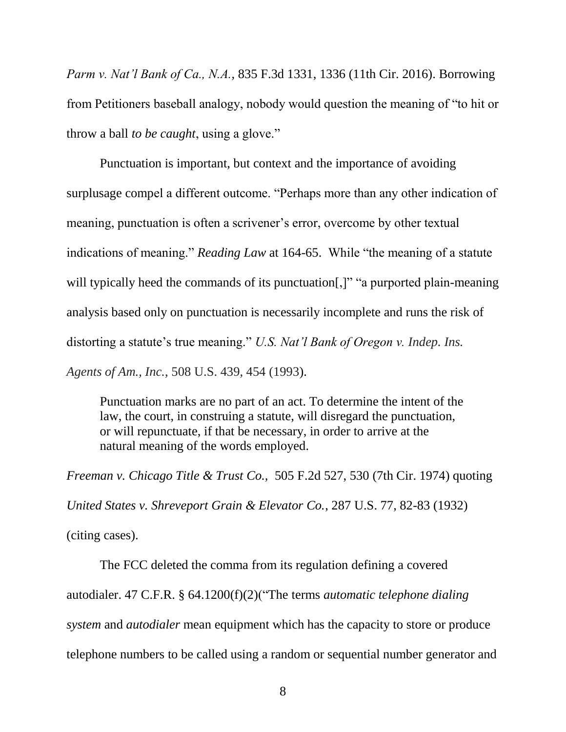*Parm v. Nat'l Bank of Ca., N.A.*, 835 F.3d 1331, 1336 (11th Cir. 2016). Borrowing from Petitioners baseball analogy, nobody would question the meaning of "to hit or throw a ball *to be caught*, using a glove."

Punctuation is important, but context and the importance of avoiding surplusage compel a different outcome. "Perhaps more than any other indication of meaning, punctuation is often a scrivener's error, overcome by other textual indications of meaning." *Reading Law* at 164-65. While "the meaning of a statute will typically heed the commands of its punctuation[,]" "a purported plain-meaning analysis based only on punctuation is necessarily incomplete and runs the risk of distorting a statute's true meaning." *U.S. Nat'l Bank of Oregon v. Indep. Ins. Agents of Am., Inc.*, 508 U.S. 439, 454 (1993).

> Punctuation marks are no part of an act. To determine the intent of the law, the court, in construing a statute, will disregard the punctuation, or will repunctuate, if that be necessary, in order to arrive at the natural meaning of the words employed.

*Freeman v. Chicago Title & Trust Co.,* 505 F.2d 527, 530 (7th Cir. 1974) quoting *United States v. Shreveport Grain & Elevator Co.*, 287 U.S. 77, 82-83 (1932) (citing cases).

The FCC deleted the comma from its regulation defining a covered autodialer. 47 C.F.R. § 64.1200(f)(2)("The terms *automatic telephone dialing system* and *autodialer* mean equipment which has the capacity to store or produce telephone numbers to be called using a random or sequential number generator and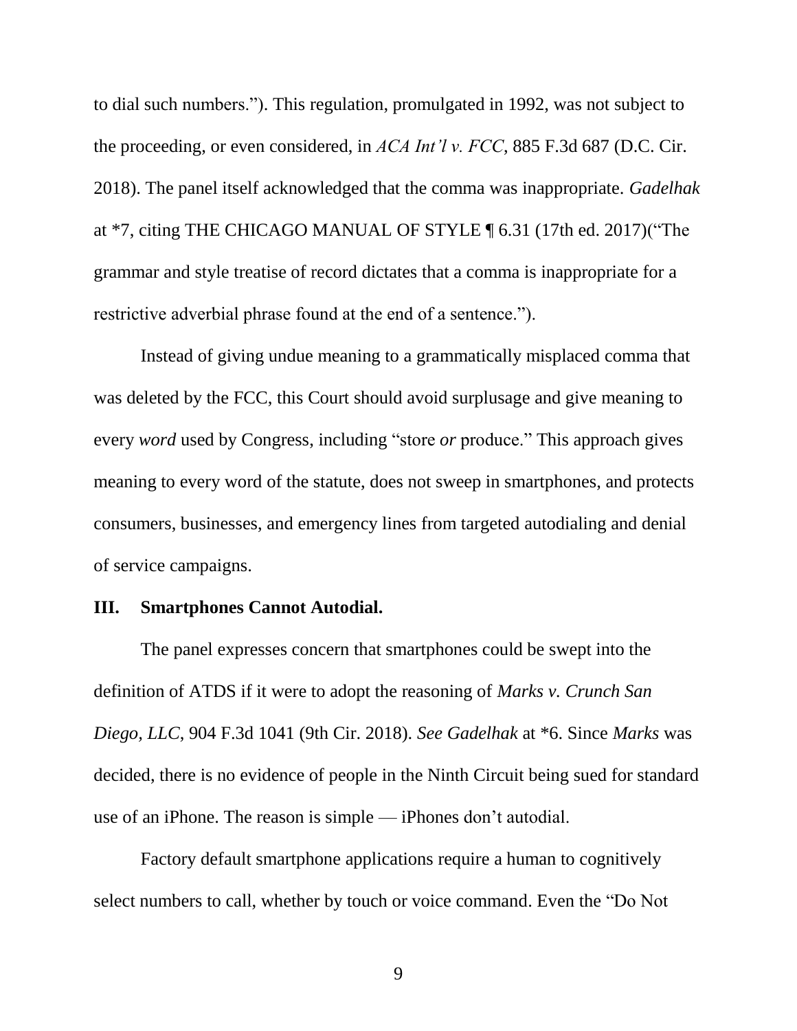to dial such numbers."). This regulation, promulgated in 1992, was not subject to the proceeding, or even considered, in *ACA Int'l v. FCC*, 885 F.3d 687 (D.C. Cir. 2018). The panel itself acknowledged that the comma was inappropriate. *Gadelhak* at *7, citing THE CHICAGO MANUAL OF STYLE ¶ 6.31 (17th ed. 2017)("The grammar and style treatise of record dictates that a comma is inappropriate for a restrictive adverbial phrase found at the end of a sentence.").

Instead of giving undue meaning to a grammatically misplaced comma that was deleted by the FCC, this Court should avoid surplusage and give meaning to every *word* used by Congress, including "store *or* produce." This approach gives meaning to every word of the statute, does not sweep in smartphones, and protects consumers, businesses, and emergency lines from targeted autodialing and denial of service campaigns.

## III. Smartphones Cannot Autodial.

The panel expresses concern that smartphones could be swept into the definition of ATDS if it were to adopt the reasoning of *Marks v. Crunch San Diego, LLC*, 904 F.3d 1041 (9th Cir. 2018). *See Gadelhak* at *6. Since *Marks* was decided, there is no evidence of people in the Ninth Circuit being sued for standard use of an iPhone. The reason is simple — iPhones don't autodial.

Factory default smartphone applications require a human to cognitively select numbers to call, whether by touch or voice command. Even the "Do Not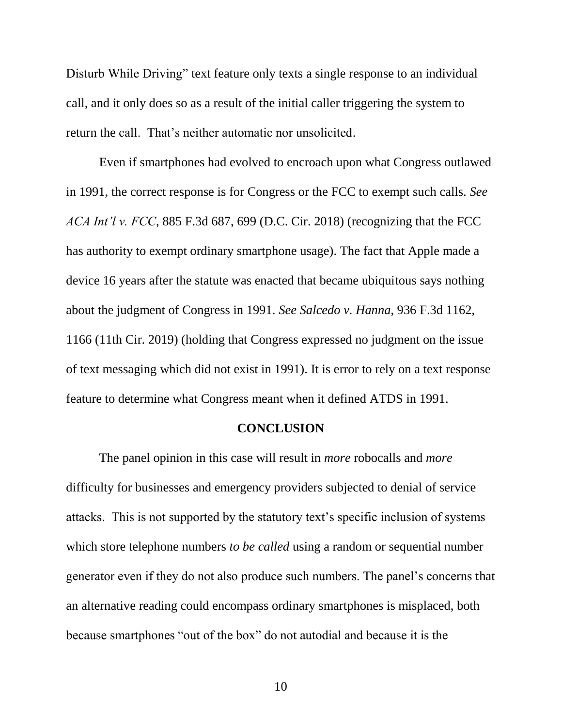Disturb While Driving" text feature only texts a single response to an individual call, and it only does so as a result of the initial caller triggering the system to return the call. That's neither automatic nor unsolicited.

Even if smartphones had evolved to encroach upon what Congress outlawed in 1991, the correct response is for Congress or the FCC to exempt such calls. *See ACA Int'l v. FCC*, 885 F.3d 687, 699 (D.C. Cir. 2018) (recognizing that the FCC has authority to exempt ordinary smartphone usage). The fact that Apple made a device 16 years after the statute was enacted that became ubiquitous says nothing about the judgment of Congress in 1991. *See Salcedo v. Hanna*, 936 F.3d 1162, 1166 (11th Cir. 2019) (holding that Congress expressed no judgment on the issue of text messaging which did not exist in 1991). It is error to rely on a text response feature to determine what Congress meant when it defined ATDS in 1991.

## CONCLUSION

The panel opinion in this case will result in *more* robocalls and *more* difficulty for businesses and emergency providers subjected to denial of service attacks. This is not supported by the statutory text's specific inclusion of systems which store telephone numbers *to be called* using a random or sequential number generator even if they do not also produce such numbers. The panel's concerns that an alternative reading could encompass ordinary smartphones is misplaced, both because smartphones "out of the box" do not autodial and because it is the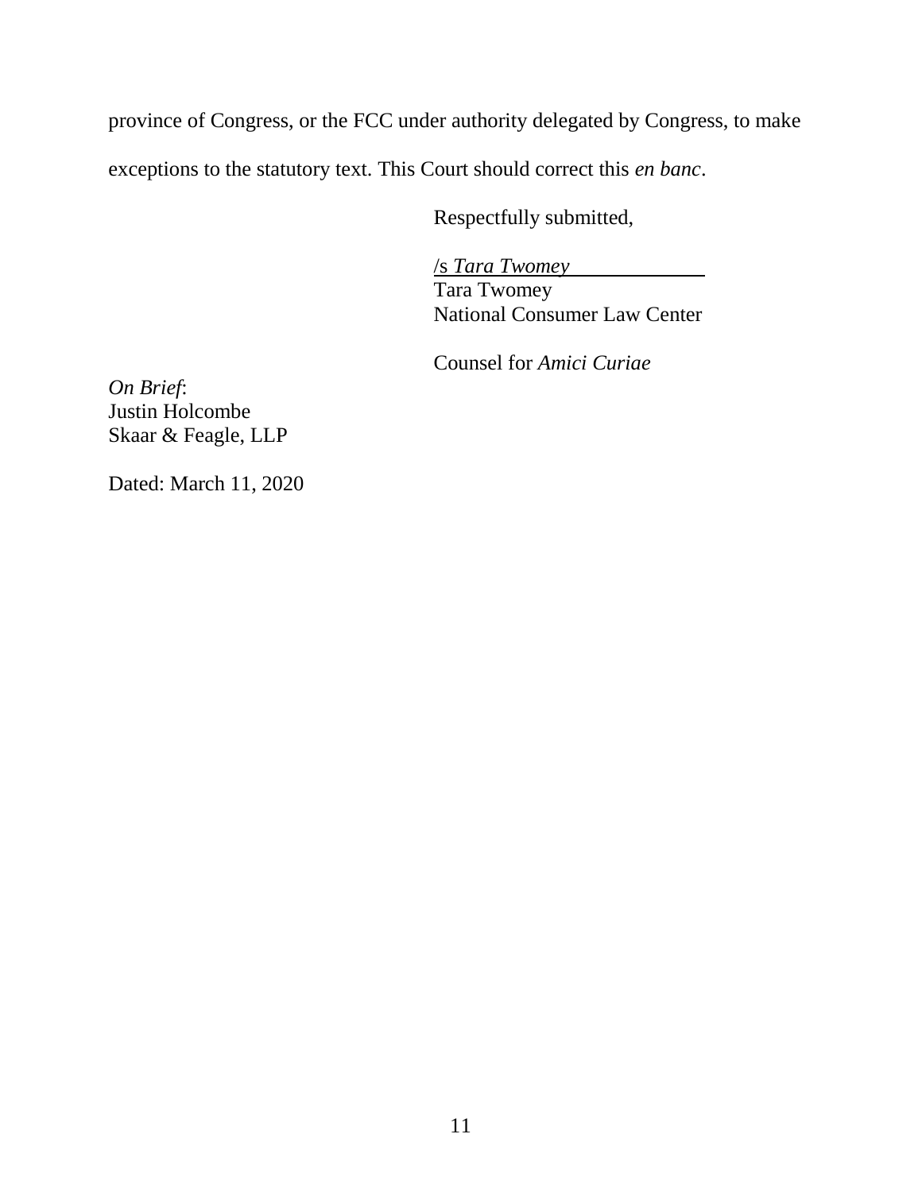province of Congress, or the FCC under authority delegated by Congress, to make exceptions to the statutory text. This Court should correct this *en banc*.

Respectfully submitted,

/s *Tara Twomey*
Tara Twomey
National Consumer Law Center

Counsel for *Amici Curiae*

*On Brief*:
Justin Holcombe
Skaar & Feagle, LLP

Dated: March 11, 2020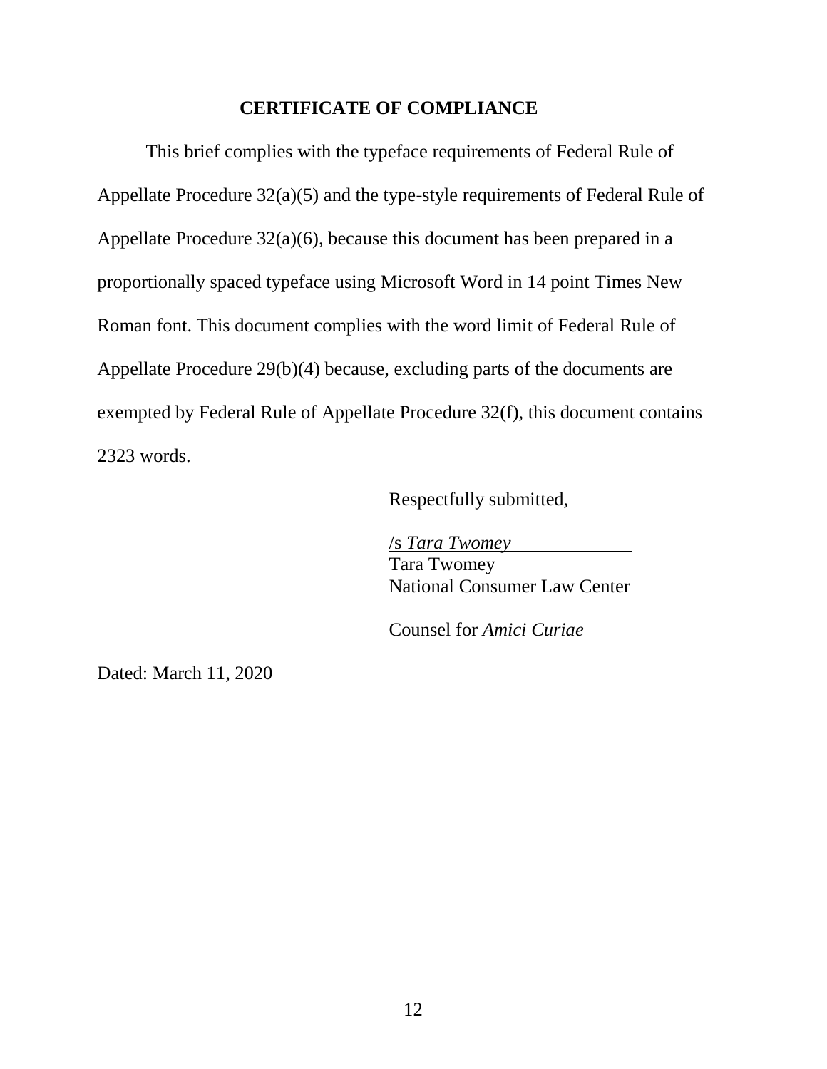**CERTIFICATE OF COMPLIANCE**

This brief complies with the typeface requirements of Federal Rule of Appellate Procedure 32(a)(5) and the type-style requirements of Federal Rule of Appellate Procedure 32(a)(6), because this document has been prepared in a proportionally spaced typeface using Microsoft Word in 14 point Times New Roman font. This document complies with the word limit of Federal Rule of Appellate Procedure 29(b)(4) because, excluding parts of the documents are exempted by Federal Rule of Appellate Procedure 32(f), this document contains 2323 words.

Respectfully submitted,

/s *Tara Twomey*
Tara Twomey
National Consumer Law Center

Counsel for *Amici Curiae*

Dated: March 11, 2020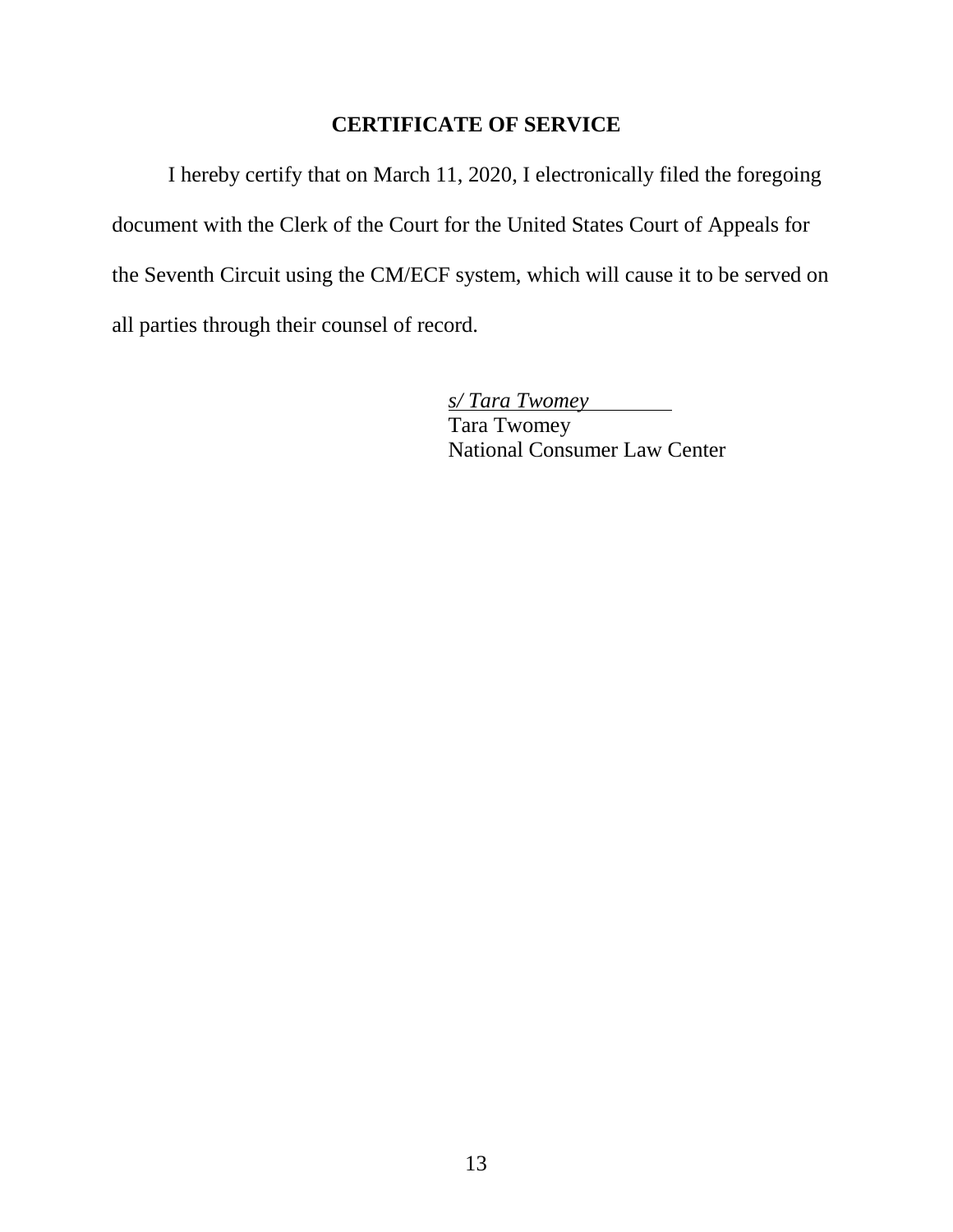## CERTIFICATE OF SERVICE

I hereby certify that on March 11, 2020, I electronically filed the foregoing document with the Clerk of the Court for the United States Court of Appeals for the Seventh Circuit using the CM/ECF system, which will cause it to be served on all parties through their counsel of record.

*s/ Tara Twomey*
Tara Twomey
National Consumer Law Center